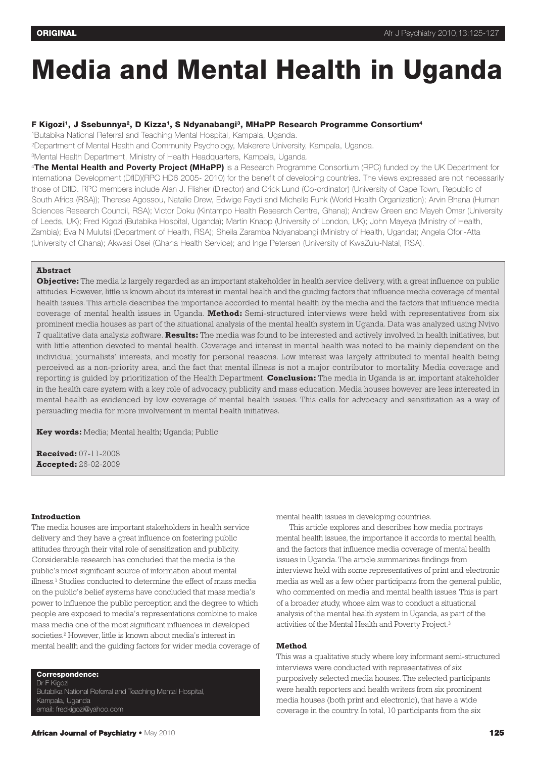# Media and Mental Health in Uganda

**F Kigozi[1], J Ssebunnya[2], D Kizza[1], S Ndyanabangi[3], MHaPP Research Programme Consortium[4]**

[1]Butabika National Referral and Teaching Mental Hospital, Kampala, Uganda.
[2]Department of Mental Health and Community Psychology, Makerere University, Kampala, Uganda.
[3]Mental Health Department, Ministry of Health Headquarters, Kampala, Uganda.
[4]**The Mental Health and Poverty Project (MHaPP)** is a Research Programme Consortium (RPC) funded by the UK Department for International Development (DfID)(RPC HD6 2005- 2010) for the benefit of developing countries. The views expressed are not necessarily those of DfID. RPC members include Alan J. Flisher (Director) and Crick Lund (Co-ordinator) (University of Cape Town, Republic of South Africa (RSA)); Therese Agossou, Natalie Drew, Edwige Faydi and Michelle Funk (World Health Organization); Arvin Bhana (Human Sciences Research Council, RSA); Victor Doku (Kintampo Health Research Centre, Ghana); Andrew Green and Mayeh Omar (University of Leeds, UK); Fred Kigozi (Butabika Hospital, Uganda); Martin Knapp (University of London, UK); John Mayeya (Ministry of Health, Zambia); Eva N Mulutsi (Department of Health, RSA); Sheila Zaramba Ndyanabangi (Ministry of Health, Uganda); Angela Ofori-Atta (University of Ghana); Akwasi Osei (Ghana Health Service); and Inge Petersen (University of KwaZulu-Natal, RSA).

**Abstract**

**Objective:** The media is largely regarded as an important stakeholder in health service delivery, with a great influence on public attitudes. However, little is known about its interest in mental health and the guiding factors that influence media coverage of mental health issues. This article describes the importance accorded to mental health by the media and the factors that influence media coverage of mental health issues in Uganda. **Method:** Semi-structured interviews were held with representatives from six prominent media houses as part of the situational analysis of the mental health system in Uganda. Data was analyzed using Nvivo 7 qualitative data analysis software. **Results:** The media was found to be interested and actively involved in health initiatives, but with little attention devoted to mental health. Coverage and interest in mental health was noted to be mainly dependent on the individual journalists' interests, and mostly for personal reasons. Low interest was largely attributed to mental health being perceived as a non-priority area, and the fact that mental illness is not a major contributor to mortality. Media coverage and reporting is guided by prioritization of the Health Department. **Conclusion:** The media in Uganda is an important stakeholder in the health care system with a key role of advocacy, publicity and mass education. Media houses however are less interested in mental health as evidenced by low coverage of mental health issues. This calls for advocacy and sensitization as a way of persuading media for more involvement in mental health initiatives.

**Key words:** Media; Mental health; Uganda; Public

**Received:** 07-11-2008
**Accepted:** 26-02-2009

## Introduction

The media houses are important stakeholders in health service delivery and they have a great influence on fostering public attitudes through their vital role of sensitization and publicity. Considerable research has concluded that the media is the public's most significant source of information about mental illness.[1] Studies conducted to determine the effect of mass media on the public's belief systems have concluded that mass media's power to influence the public perception and the degree to which people are exposed to media's representations combine to make mass media one of the most significant influences in developed societies.[2] However, little is known about media's interest in mental health and the guiding factors for wider media coverage of mental health issues in developing countries.

This article explores and describes how media portrays mental health issues, the importance it accords to mental health, and the factors that influence media coverage of mental health issues in Uganda. The article summarizes findings from interviews held with some representatives of print and electronic media as well as a few other participants from the general public, who commented on media and mental health issues. This is part of a broader study, whose aim was to conduct a situational analysis of the mental health system in Uganda, as part of the activities of the Mental Health and Poverty Project.[3]

**Correspondence:**
Dr F Kigozi
Butabika National Referral and Teaching Mental Hospital,
Kampala, Uganda
email: fredkigozi@yahoo.com

## Method

This was a qualitative study where key informant semi-structured interviews were conducted with representatives of six purposively selected media houses. The selected participants were health reporters and health writers from six prominent media houses (both print and electronic), that have a wide coverage in the country. In total, 10 participants from the six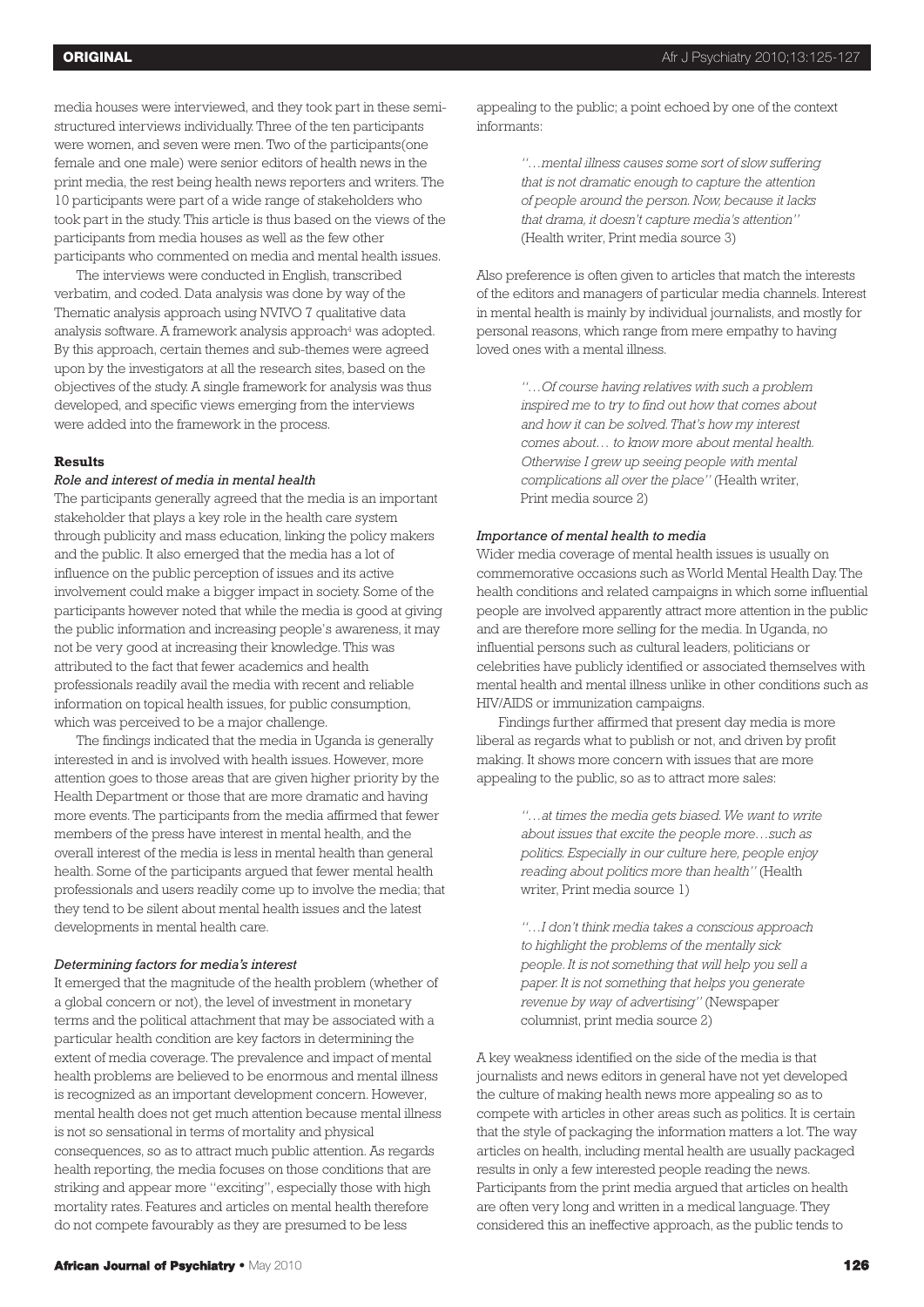media houses were interviewed, and they took part in these semi-structured interviews individually. Three of the ten participants were women, and seven were men. Two of the participants(one female and one male) were senior editors of health news in the print media, the rest being health news reporters and writers. The 10 participants were part of a wide range of stakeholders who took part in the study. This article is thus based on the views of the participants from media houses as well as the few other participants who commented on media and mental health issues.

The interviews were conducted in English, transcribed verbatim, and coded. Data analysis was done by way of the Thematic analysis approach using NVIVO 7 qualitative data analysis software. A framework analysis approach[4] was adopted. By this approach, certain themes and sub-themes were agreed upon by the investigators at all the research sites, based on the objectives of the study. A single framework for analysis was thus developed, and specific views emerging from the interviews were added into the framework in the process.

## Results

### *Role and interest of media in mental health*

The participants generally agreed that the media is an important stakeholder that plays a key role in the health care system through publicity and mass education, linking the policy makers and the public. It also emerged that the media has a lot of influence on the public perception of issues and its active involvement could make a bigger impact in society. Some of the participants however noted that while the media is good at giving the public information and increasing people's awareness, it may not be very good at increasing their knowledge. This was attributed to the fact that fewer academics and health professionals readily avail the media with recent and reliable information on topical health issues, for public consumption, which was perceived to be a major challenge.

The findings indicated that the media in Uganda is generally interested in and is involved with health issues. However, more attention goes to those areas that are given higher priority by the Health Department or those that are more dramatic and having more events. The participants from the media affirmed that fewer members of the press have interest in mental health, and the overall interest of the media is less in mental health than general health. Some of the participants argued that fewer mental health professionals and users readily come up to involve the media; that they tend to be silent about mental health issues and the latest developments in mental health care.

### *Determining factors for media's interest*

It emerged that the magnitude of the health problem (whether of a global concern or not), the level of investment in monetary terms and the political attachment that may be associated with a particular health condition are key factors in determining the extent of media coverage. The prevalence and impact of mental health problems are believed to be enormous and mental illness is recognized as an important development concern. However, mental health does not get much attention because mental illness is not so sensational in terms of mortality and physical consequences, so as to attract much public attention. As regards health reporting, the media focuses on those conditions that are striking and appear more "exciting", especially those with high mortality rates. Features and articles on mental health therefore do not compete favourably as they are presumed to be less appealing to the public; a point echoed by one of the context informants:

> *"…mental illness causes some sort of slow suffering that is not dramatic enough to capture the attention of people around the person. Now, because it lacks that drama, it doesn't capture media's attention"* (Health writer, Print media source 3)

Also preference is often given to articles that match the interests of the editors and managers of particular media channels. Interest in mental health is mainly by individual journalists, and mostly for personal reasons, which range from mere empathy to having loved ones with a mental illness.

> *"…Of course having relatives with such a problem inspired me to try to find out how that comes about and how it can be solved. That's how my interest comes about… to know more about mental health. Otherwise I grew up seeing people with mental complications all over the place"* (Health writer, Print media source 2)

### *Importance of mental health to media*

Wider media coverage of mental health issues is usually on commemorative occasions such as World Mental Health Day. The health conditions and related campaigns in which some influential people are involved apparently attract more attention in the public and are therefore more selling for the media. In Uganda, no influential persons such as cultural leaders, politicians or celebrities have publicly identified or associated themselves with mental health and mental illness unlike in other conditions such as HIV/AIDS or immunization campaigns.

Findings further affirmed that present day media is more liberal as regards what to publish or not, and driven by profit making. It shows more concern with issues that are more appealing to the public, so as to attract more sales:

> *"…at times the media gets biased. We want to write about issues that excite the people more…such as politics. Especially in our culture here, people enjoy reading about politics more than health"* (Health writer, Print media source 1)

> *"…I don't think media takes a conscious approach to highlight the problems of the mentally sick people. It is not something that will help you sell a paper. It is not something that helps you generate revenue by way of advertising"* (Newspaper columnist, print media source 2)

A key weakness identified on the side of the media is that journalists and news editors in general have not yet developed the culture of making health news more appealing so as to compete with articles in other areas such as politics. It is certain that the style of packaging the information matters a lot. The way articles on health, including mental health are usually packaged results in only a few interested people reading the news. Participants from the print media argued that articles on health are often very long and written in a medical language. They considered this an ineffective approach, as the public tends to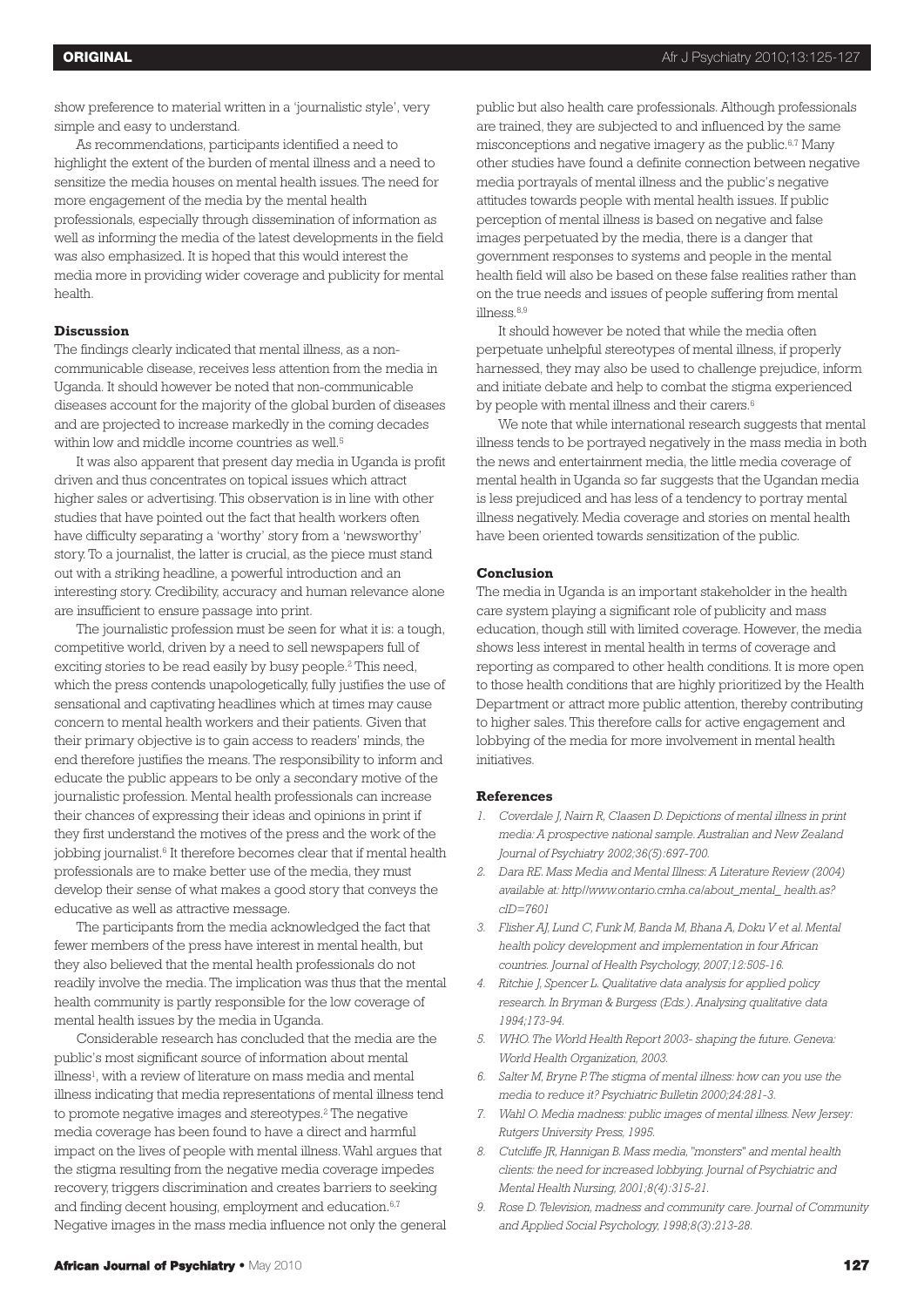show preference to material written in a 'journalistic style', very simple and easy to understand.

As recommendations, participants identified a need to highlight the extent of the burden of mental illness and a need to sensitize the media houses on mental health issues. The need for more engagement of the media by the mental health professionals, especially through dissemination of information as well as informing the media of the latest developments in the field was also emphasized. It is hoped that this would interest the media more in providing wider coverage and publicity for mental health.

### Discussion

The findings clearly indicated that mental illness, as a non-communicable disease, receives less attention from the media in Uganda. It should however be noted that non-communicable diseases account for the majority of the global burden of diseases and are projected to increase markedly in the coming decades within low and middle income countries as well.[5]

It was also apparent that present day media in Uganda is profit driven and thus concentrates on topical issues which attract higher sales or advertising. This observation is in line with other studies that have pointed out the fact that health workers often have difficulty separating a 'worthy' story from a 'newsworthy' story. To a journalist, the latter is crucial, as the piece must stand out with a striking headline, a powerful introduction and an interesting story. Credibility, accuracy and human relevance alone are insufficient to ensure passage into print.

The journalistic profession must be seen for what it is: a tough, competitive world, driven by a need to sell newspapers full of exciting stories to be read easily by busy people.[2] This need, which the press contends unapologetically, fully justifies the use of sensational and captivating headlines which at times may cause concern to mental health workers and their patients. Given that their primary objective is to gain access to readers' minds, the end therefore justifies the means. The responsibility to inform and educate the public appears to be only a secondary motive of the journalistic profession. Mental health professionals can increase their chances of expressing their ideas and opinions in print if they first understand the motives of the press and the work of the jobbing journalist.[6] It therefore becomes clear that if mental health professionals are to make better use of the media, they must develop their sense of what makes a good story that conveys the educative as well as attractive message.

The participants from the media acknowledged the fact that fewer members of the press have interest in mental health, but they also believed that the mental health professionals do not readily involve the media. The implication was thus that the mental health community is partly responsible for the low coverage of mental health issues by the media in Uganda.

Considerable research has concluded that the media are the public's most significant source of information about mental illness[1], with a review of literature on mass media and mental illness indicating that media representations of mental illness tend to promote negative images and stereotypes.[2] The negative media coverage has been found to have a direct and harmful impact on the lives of people with mental illness. Wahl argues that the stigma resulting from the negative media coverage impedes recovery, triggers discrimination and creates barriers to seeking and finding decent housing, employment and education.[6,7] Negative images in the mass media influence not only the general public but also health care professionals. Although professionals are trained, they are subjected to and influenced by the same misconceptions and negative imagery as the public.[6,7] Many other studies have found a definite connection between negative media portrayals of mental illness and the public's negative attitudes towards people with mental health issues. If public perception of mental illness is based on negative and false images perpetuated by the media, there is a danger that government responses to systems and people in the mental health field will also be based on these false realities rather than on the true needs and issues of people suffering from mental illness.[8,9]

It should however be noted that while the media often perpetuate unhelpful stereotypes of mental illness, if properly harnessed, they may also be used to challenge prejudice, inform and initiate debate and help to combat the stigma experienced by people with mental illness and their carers.[6]

We note that while international research suggests that mental illness tends to be portrayed negatively in the mass media in both the news and entertainment media, the little media coverage of mental health in Uganda so far suggests that the Ugandan media is less prejudiced and has less of a tendency to portray mental illness negatively. Media coverage and stories on mental health have been oriented towards sensitization of the public.

### Conclusion

The media in Uganda is an important stakeholder in the health care system playing a significant role of publicity and mass education, though still with limited coverage. However, the media shows less interest in mental health in terms of coverage and reporting as compared to other health conditions. It is more open to those health conditions that are highly prioritized by the Health Department or attract more public attention, thereby contributing to higher sales. This therefore calls for active engagement and lobbying of the media for more involvement in mental health initiatives.

### References

1. *Coverdale J, Nairn R, Claasen D. Depictions of mental illness in print media: A prospective national sample. Australian and New Zealand Journal of Psychiatry 2002;36(5):697-700.*
2. *Dara RE. Mass Media and Mental Illness: A Literature Review (2004) available at: http//www.ontario.cmha.ca/about_mental_ health.as?cID=7601*
3. *Flisher AJ, Lund C, Funk M, Banda M, Bhana A, Doku V et al. Mental health policy development and implementation in four African countries. Journal of Health Psychology, 2007;12:505-16.*
4. *Ritchie J, Spencer L. Qualitative data analysis for applied policy research. In Bryman & Burgess (Eds.). Analysing qualitative data 1994;173-94.*
5. *WHO. The World Health Report 2003- shaping the future. Geneva: World Health Organization, 2003.*
6. *Salter M, Bryne P. The stigma of mental illness: how can you use the media to reduce it? Psychiatric Bulletin 2000;24:281-3.*
7. *Wahl O. Media madness: public images of mental illness. New Jersey: Rutgers University Press, 1995.*
8. *Cutcliffe JR, Hannigan B. Mass media, "monsters" and mental health clients: the need for increased lobbying. Journal of Psychiatric and Mental Health Nursing, 2001;8(4):315-21.*
9. *Rose D. Television, madness and community care. Journal of Community and Applied Social Psychology, 1998;8(3):213-28.*